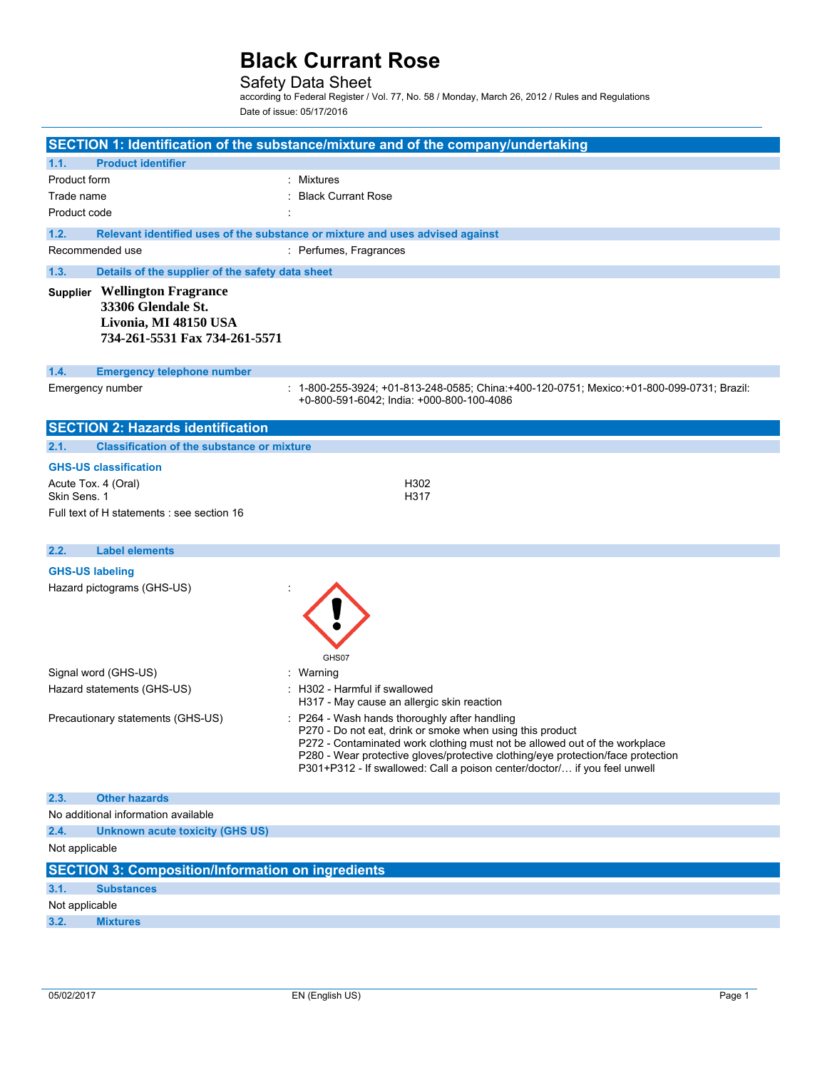# Black Current Rose

Safety Data Sheet

according to Federal Register / Vol. 77, No. 58 / Monday, March 26, 2012 / Rules and Regulations

Date of issue: 05/17/2016

## SECTION 1: Identification of the substance/mixture and of the company/undertaking

### 1.1. Product identifier

| | |
|---|---|
| Product form | : Mixtures |
| Trade name | : Black Currant Rose |
| Product code | : |

### 1.2. Relevant identified uses of the substance or mixture and uses advised against

| | |
|---|---|
| Recommended use | : Perfumes, Fragrances |

### 1.3. Details of the supplier of the safety data sheet

**Supplier** **Wellington Fragrance**
**33306 Glendale St.**
**Livonia, MI 48150 USA**
**734-261-5531 Fax 734-261-5571**

### 1.4. Emergency telephone number

| | |
|---|---|
| Emergency number | : 1-800-255-3924; +01-813-248-0585; China:+400-120-0751; Mexico:+01-800-099-0731; Brazil: +0-800-591-6042; India: +000-800-100-4086 |

## SECTION 2: Hazards identification

### 2.1. Classification of the substance or mixture

**GHS-US classification**

| | |
|---|---|
| Acute Tox. 4 (Oral) | H302 |
| Skin Sens. 1 | H317 |

Full text of H statements : see section 16

### 2.2. Label elements

**GHS-US labeling**

Hazard pictograms (GHS-US) :

GHS07

| | |
|---|---|
| Signal word (GHS-US) | : Warning |
| Hazard statements (GHS-US) | : H302 - Harmful if swallowed<br>H317 - May cause an allergic skin reaction |
| Precautionary statements (GHS-US) | : P264 - Wash hands thoroughly after handling<br>P270 - Do not eat, drink or smoke when using this product<br>P272 - Contaminated work clothing must not be allowed out of the workplace<br>P280 - Wear protective gloves/protective clothing/eye protection/face protection<br>P301+P312 - If swallowed: Call a poison center/doctor/… if you feel unwell |

### 2.3. Other hazards

No additional information available

### 2.4. Unknown acute toxicity (GHS US)

Not applicable

## SECTION 3: Composition/Information on ingredients

### 3.1. Substances

Not applicable

### 3.2. Mixtures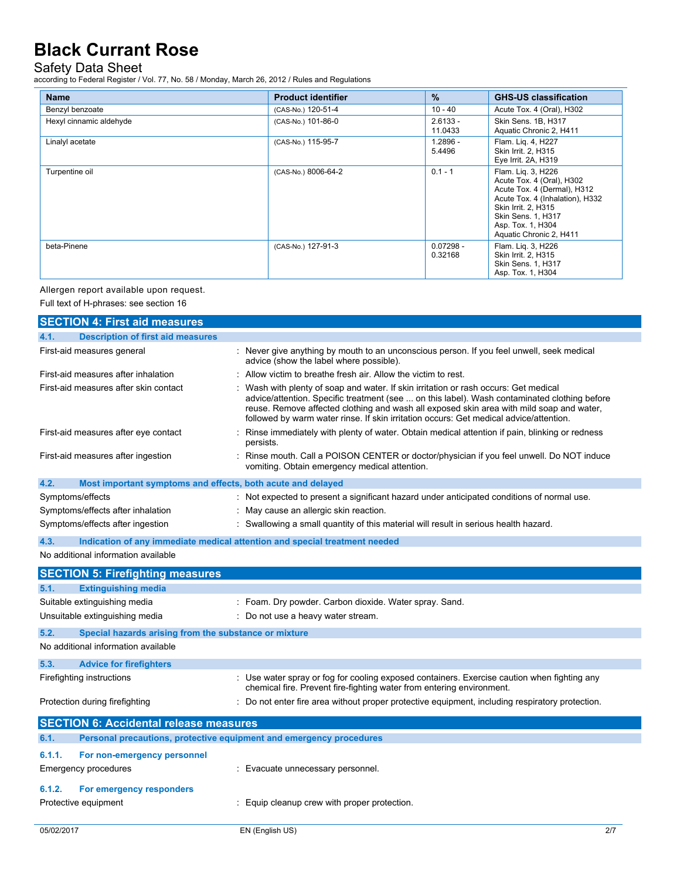| Name | Product identifier | % | GHS-US classification |
|---|---|---|---|
| Benzyl benzoate | (CAS-No.) 120-51-4 | 10 - 40 | Acute Tox. 4 (Oral), H302 |
| Hexyl cinnamic aldehyde | (CAS-No.) 101-86-0 | 2.6133 - 11.0433 | Skin Sens. 1B, H317<br>Aquatic Chronic 2, H411 |
| Linalyl acetate | (CAS-No.) 115-95-7 | 1.2896 - 5.4496 | Flam. Liq. 4, H227<br>Skin Irrit. 2, H315<br>Eye Irrit. 2A, H319 |
| Turpentine oil | (CAS-No.) 8006-64-2 | 0.1 - 1 | Flam. Liq. 3, H226<br>Acute Tox. 4 (Oral), H302<br>Acute Tox. 4 (Dermal), H312<br>Acute Tox. 4 (Inhalation), H332<br>Skin Irrit. 2, H315<br>Skin Sens. 1, H317<br>Asp. Tox. 1, H304<br>Aquatic Chronic 2, H411 |
| beta-Pinene | (CAS-No.) 127-91-3 | 0.07298 - 0.32168 | Flam. Liq. 3, H226<br>Skin Irrit. 2, H315<br>Skin Sens. 1, H317<br>Asp. Tox. 1, H304 |

Allergen report available upon request.

Full text of H-phrases: see section 16

## SECTION 4: First aid measures

### 4.1. Description of first aid measures

First-aid measures general : Never give anything by mouth to an unconscious person. If you feel unwell, seek medical advice (show the label where possible).

First-aid measures after inhalation : Allow victim to breathe fresh air. Allow the victim to rest.

First-aid measures after skin contact : Wash with plenty of soap and water. If skin irritation or rash occurs: Get medical advice/attention. Specific treatment (see ... on this label). Wash contaminated clothing before reuse. Remove affected clothing and wash all exposed skin area with mild soap and water, followed by warm water rinse. If skin irritation occurs: Get medical advice/attention.

First-aid measures after eye contact : Rinse immediately with plenty of water. Obtain medical attention if pain, blinking or redness persists.

First-aid measures after ingestion : Rinse mouth. Call a POISON CENTER or doctor/physician if you feel unwell. Do NOT induce vomiting. Obtain emergency medical attention.

### 4.2. Most important symptoms and effects, both acute and delayed

Symptoms/effects : Not expected to present a significant hazard under anticipated conditions of normal use.

Symptoms/effects after inhalation : May cause an allergic skin reaction.

Symptoms/effects after ingestion : Swallowing a small quantity of this material will result in serious health hazard.

### 4.3. Indication of any immediate medical attention and special treatment needed

No additional information available

## SECTION 5: Firefighting measures

### 5.1. Extinguishing media

Suitable extinguishing media : Foam. Dry powder. Carbon dioxide. Water spray. Sand.

Unsuitable extinguishing media : Do not use a heavy water stream.

### 5.2. Special hazards arising from the substance or mixture

No additional information available

### 5.3. Advice for firefighters

Firefighting instructions : Use water spray or fog for cooling exposed containers. Exercise caution when fighting any chemical fire. Prevent fire-fighting water from entering environment.

Protection during firefighting : Do not enter fire area without proper protective equipment, including respiratory protection.

## SECTION 6: Accidental release measures

### 6.1. Personal precautions, protective equipment and emergency procedures

#### 6.1.1. For non-emergency personnel

Emergency procedures : Evacuate unnecessary personnel.

#### 6.1.2. For emergency responders

Protective equipment : Equip cleanup crew with proper protection.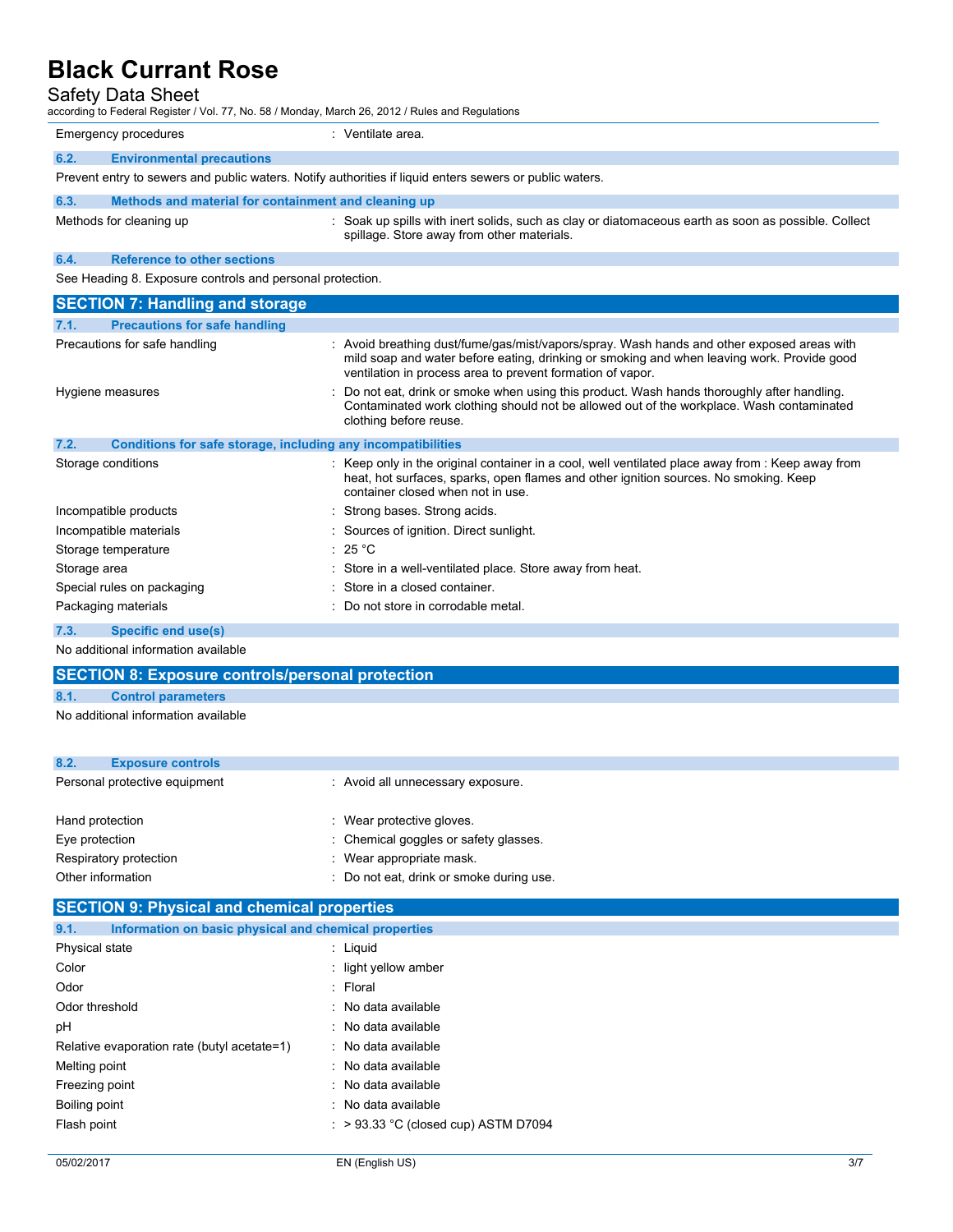| | |
|---|---|
| Emergency procedures | : Ventilate area. |

### 6.2. Environmental precautions

Prevent entry to sewers and public waters. Notify authorities if liquid enters sewers or public waters.

### 6.3. Methods and material for containment and cleaning up

| | |
|---|---|
| Methods for cleaning up | : Soak up spills with inert solids, such as clay or diatomaceous earth as soon as possible. Collect spillage. Store away from other materials. |

### 6.4. Reference to other sections

See Heading 8. Exposure controls and personal protection.

## SECTION 7: Handling and storage

### 7.1. Precautions for safe handling

| | |
|---|---|
| Precautions for safe handling | : Avoid breathing dust/fume/gas/mist/vapors/spray. Wash hands and other exposed areas with mild soap and water before eating, drinking or smoking and when leaving work. Provide good ventilation in process area to prevent formation of vapor. |
| Hygiene measures | : Do not eat, drink or smoke when using this product. Wash hands thoroughly after handling. Contaminated work clothing should not be allowed out of the workplace. Wash contaminated clothing before reuse. |

### 7.2. Conditions for safe storage, including any incompatibilities

| | |
|---|---|
| Storage conditions | : Keep only in the original container in a cool, well ventilated place away from : Keep away from heat, hot surfaces, sparks, open flames and other ignition sources. No smoking. Keep container closed when not in use. |
| Incompatible products | : Strong bases. Strong acids. |
| Incompatible materials | : Sources of ignition. Direct sunlight. |
| Storage temperature | : 25 °C |
| Storage area | : Store in a well-ventilated place. Store away from heat. |
| Special rules on packaging | : Store in a closed container. |
| Packaging materials | : Do not store in corrodable metal. |

### 7.3. Specific end use(s)

No additional information available

## SECTION 8: Exposure controls/personal protection

### 8.1. Control parameters

No additional information available

### 8.2. Exposure controls

| | |
|---|---|
| Personal protective equipment | : Avoid all unnecessary exposure. |
| Hand protection | : Wear protective gloves. |
| Eye protection | : Chemical goggles or safety glasses. |
| Respiratory protection | : Wear appropriate mask. |
| Other information | : Do not eat, drink or smoke during use. |

## SECTION 9: Physical and chemical properties

### 9.1. Information on basic physical and chemical properties

| | |
|---|---|
| Physical state | : Liquid |
| Color | : light yellow amber |
| Odor | : Floral |
| Odor threshold | : No data available |
| pH | : No data available |
| Relative evaporation rate (butyl acetate=1) | : No data available |
| Melting point | : No data available |
| Freezing point | : No data available |
| Boiling point | : No data available |
| Flash point | : > 93.33 °C (closed cup) ASTM D7094 |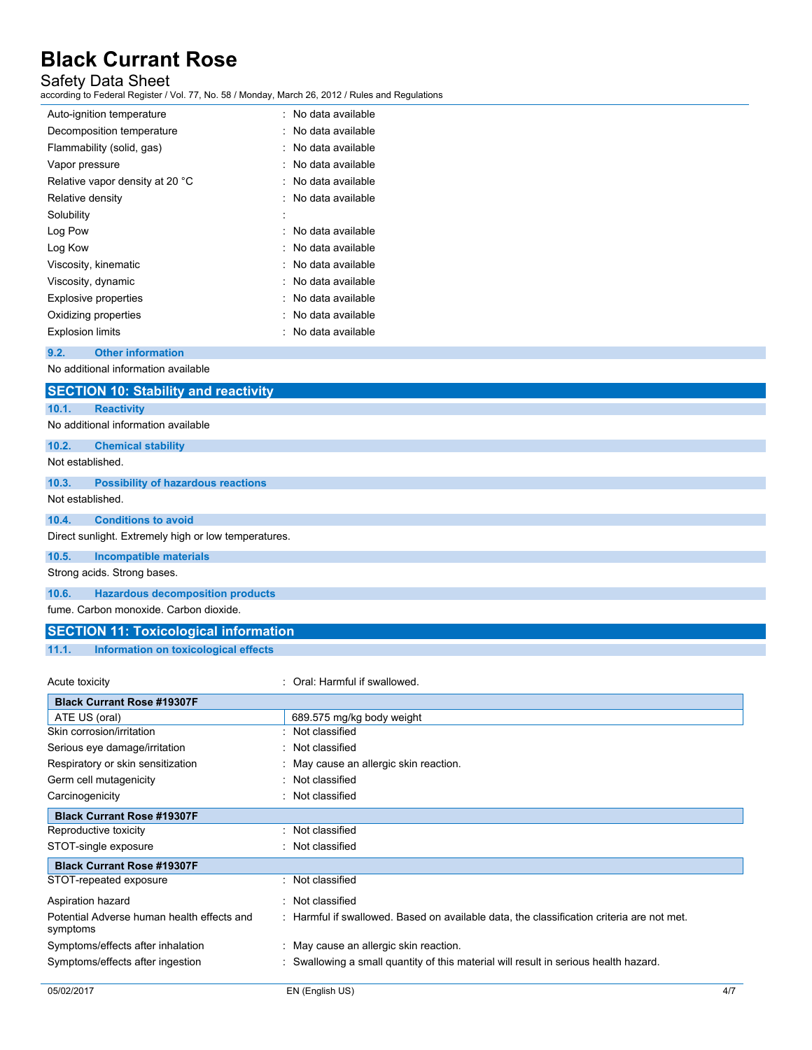| | |
|---|---|
| Auto-ignition temperature | : No data available |
| Decomposition temperature | : No data available |
| Flammability (solid, gas) | : No data available |
| Vapor pressure | : No data available |
| Relative vapor density at 20 °C | : No data available |
| Relative density | : No data available |
| Solubility | : |
| Log Pow | : No data available |
| Log Kow | : No data available |
| Viscosity, kinematic | : No data available |
| Viscosity, dynamic | : No data available |
| Explosive properties | : No data available |
| Oxidizing properties | : No data available |
| Explosion limits | : No data available |

### 9.2. Other information

No additional information available

## SECTION 10: Stability and reactivity

### 10.1. Reactivity

No additional information available

### 10.2. Chemical stability

Not established.

### 10.3. Possibility of hazardous reactions

Not established.

### 10.4. Conditions to avoid

Direct sunlight. Extremely high or low temperatures.

### 10.5. Incompatible materials

Strong acids. Strong bases.

### 10.6. Hazardous decomposition products

fume. Carbon monoxide. Carbon dioxide.

## SECTION 11: Toxicological information

### 11.1. Information on toxicological effects

Acute toxicity : Oral: Harmful if swallowed.

| Black Currant Rose #19307F | |
|---|---|
| ATE US (oral) | 689.575 mg/kg body weight |

| | |
|---|---|
| Skin corrosion/irritation | : Not classified |
| Serious eye damage/irritation | : Not classified |
| Respiratory or skin sensitization | : May cause an allergic skin reaction. |
| Germ cell mutagenicity | : Not classified |
| Carcinogenicity | : Not classified |

| Black Currant Rose #19307F | |
|---|---|
| Reproductive toxicity | : Not classified |
| STOT-single exposure | : Not classified |

| Black Currant Rose #19307F | |
|---|---|
| STOT-repeated exposure | : Not classified |

| | |
|---|---|
| Aspiration hazard | : Not classified |
| Potential Adverse human health effects and symptoms | : Harmful if swallowed. Based on available data, the classification criteria are not met. |
| Symptoms/effects after inhalation | : May cause an allergic skin reaction. |
| Symptoms/effects after ingestion | : Swallowing a small quantity of this material will result in serious health hazard. |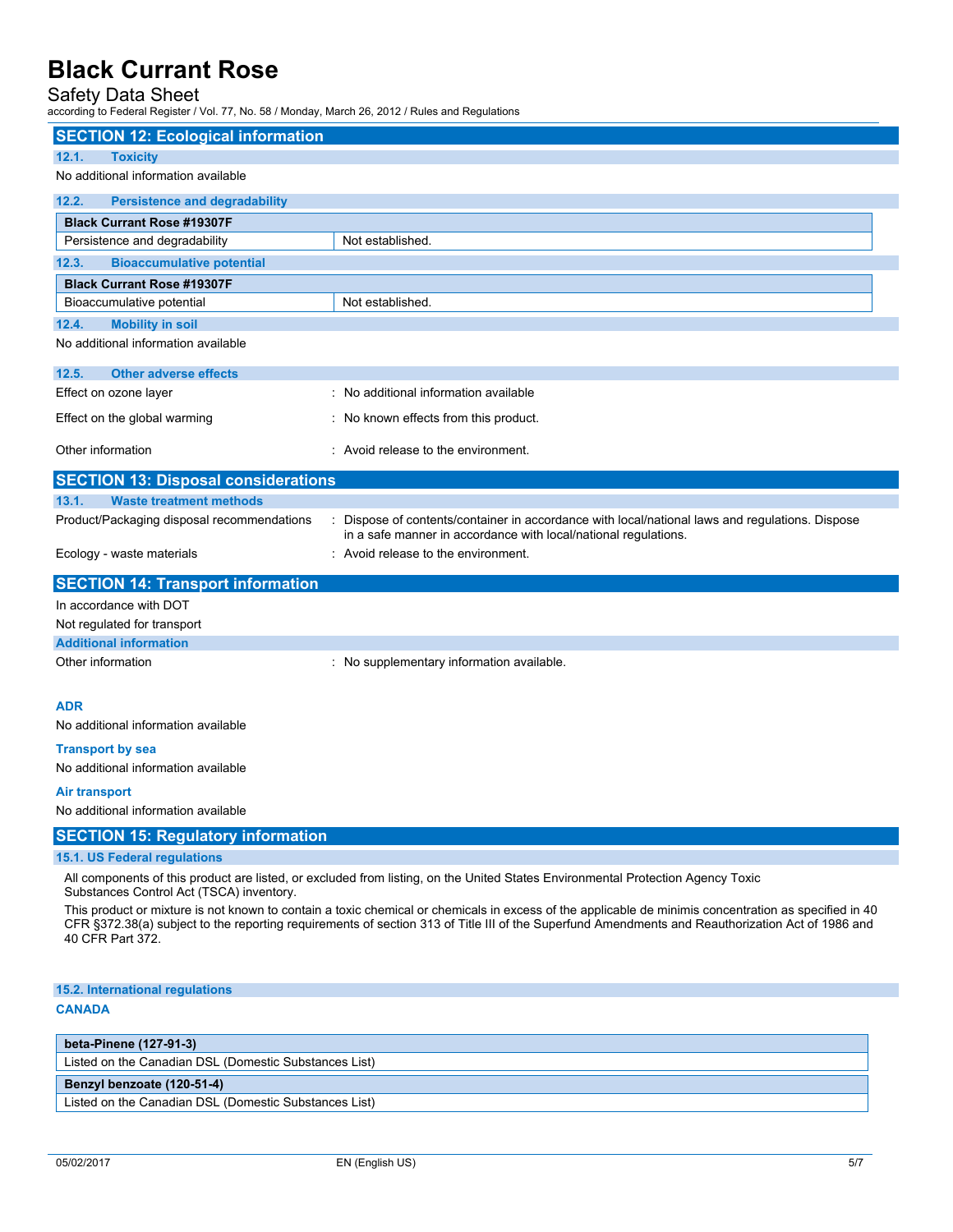## SECTION 12: Ecological information

### 12.1. Toxicity

No additional information available

### 12.2. Persistence and degradability

| Black Current Rose #19307F | |
|---|---|
| Persistence and degradability | Not established. |

### 12.3. Bioaccumulative potential

| Black Current Rose #19307F | |
|---|---|
| Bioaccumulative potential | Not established. |

### 12.4. Mobility in soil

No additional information available

### 12.5. Other adverse effects

Effect on ozone layer : No additional information available

Effect on the global warming : No known effects from this product.

Other information : Avoid release to the environment.

## SECTION 13: Disposal considerations

### 13.1. Waste treatment methods

Product/Packaging disposal recommendations : Dispose of contents/container in accordance with local/national laws and regulations. Dispose in a safe manner in accordance with local/national regulations.

Ecology - waste materials : Avoid release to the environment.

## SECTION 14: Transport information

In accordance with DOT

Not regulated for transport

### Additional information

Other information : No supplementary information available.

**ADR**

No additional information available

**Transport by sea**

No additional information available

**Air transport**

No additional information available

## SECTION 15: Regulatory information

### 15.1. US Federal regulations

All components of this product are listed, or excluded from listing, on the United States Environmental Protection Agency Toxic Substances Control Act (TSCA) inventory.

This product or mixture is not known to contain a toxic chemical or chemicals in excess of the applicable de minimis concentration as specified in 40 CFR §372.38(a) subject to the reporting requirements of section 313 of Title III of the Superfund Amendments and Reauthorization Act of 1986 and 40 CFR Part 372.

### 15.2. International regulations

**CANADA**

| beta-Pinene (127-91-3) |
|---|
| Listed on the Canadian DSL (Domestic Substances List) |

| Benzyl benzoate (120-51-4) |
|---|
| Listed on the Canadian DSL (Domestic Substances List) |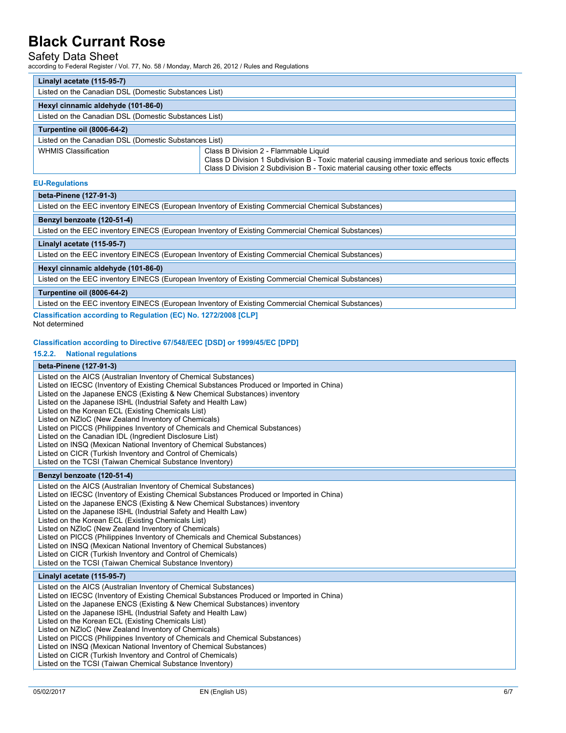| Linalyl acetate (115-95-7) | |
|---|---|
| Listed on the Canadian DSL (Domestic Substances List) | |

| Hexyl cinnamic aldehyde (101-86-0) | |
|---|---|
| Listed on the Canadian DSL (Domestic Substances List) | |

| Turpentine oil (8006-64-2) | |
|---|---|
| Listed on the Canadian DSL (Domestic Substances List) | |
| WHMIS Classification | Class B Division 2 - Flammable Liquid<br>Class D Division 1 Subdivision B - Toxic material causing immediate and serious toxic effects<br>Class D Division 2 Subdivision B - Toxic material causing other toxic effects |

**EU-Regulations**

| beta-Pinene (127-91-3) |
|---|
| Listed on the EEC inventory EINECS (European Inventory of Existing Commercial Chemical Substances) |

| Benzyl benzoate (120-51-4) |
|---|
| Listed on the EEC inventory EINECS (European Inventory of Existing Commercial Chemical Substances) |

| Linalyl acetate (115-95-7) |
|---|
| Listed on the EEC inventory EINECS (European Inventory of Existing Commercial Chemical Substances) |

| Hexyl cinnamic aldehyde (101-86-0) |
|---|
| Listed on the EEC inventory EINECS (European Inventory of Existing Commercial Chemical Substances) |

| Turpentine oil (8006-64-2) |
|---|
| Listed on the EEC inventory EINECS (European Inventory of Existing Commercial Chemical Substances) |

**Classification according to Regulation (EC) No. 1272/2008 [CLP]**

Not determined

**Classification according to Directive 67/548/EEC [DSD] or 1999/45/EC [DPD]**

### 15.2.2. National regulations

| beta-Pinene (127-91-3) |
|---|
| Listed on the AICS (Australian Inventory of Chemical Substances)<br>Listed on IECSC (Inventory of Existing Chemical Substances Produced or Imported in China)<br>Listed on the Japanese ENCS (Existing & New Chemical Substances) inventory<br>Listed on the Japanese ISHL (Industrial Safety and Health Law)<br>Listed on the Korean ECL (Existing Chemicals List)<br>Listed on NZIoC (New Zealand Inventory of Chemicals)<br>Listed on PICCS (Philippines Inventory of Chemicals and Chemical Substances)<br>Listed on the Canadian IDL (Ingredient Disclosure List)<br>Listed on INSQ (Mexican National Inventory of Chemical Substances)<br>Listed on CICR (Turkish Inventory and Control of Chemicals)<br>Listed on the TCSI (Taiwan Chemical Substance Inventory) |

| Benzyl benzoate (120-51-4) |
|---|
| Listed on the AICS (Australian Inventory of Chemical Substances)<br>Listed on IECSC (Inventory of Existing Chemical Substances Produced or Imported in China)<br>Listed on the Japanese ENCS (Existing & New Chemical Substances) inventory<br>Listed on the Japanese ISHL (Industrial Safety and Health Law)<br>Listed on the Korean ECL (Existing Chemicals List)<br>Listed on NZIoC (New Zealand Inventory of Chemicals)<br>Listed on PICCS (Philippines Inventory of Chemicals and Chemical Substances)<br>Listed on INSQ (Mexican National Inventory of Chemical Substances)<br>Listed on CICR (Turkish Inventory and Control of Chemicals)<br>Listed on the TCSI (Taiwan Chemical Substance Inventory) |

| Linalyl acetate (115-95-7) |
|---|
| Listed on the AICS (Australian Inventory of Chemical Substances)<br>Listed on IECSC (Inventory of Existing Chemical Substances Produced or Imported in China)<br>Listed on the Japanese ENCS (Existing & New Chemical Substances) inventory<br>Listed on the Japanese ISHL (Industrial Safety and Health Law)<br>Listed on the Korean ECL (Existing Chemicals List)<br>Listed on NZIoC (New Zealand Inventory of Chemicals)<br>Listed on PICCS (Philippines Inventory of Chemicals and Chemical Substances)<br>Listed on INSQ (Mexican National Inventory of Chemical Substances)<br>Listed on CICR (Turkish Inventory and Control of Chemicals)<br>Listed on the TCSI (Taiwan Chemical Substance Inventory) |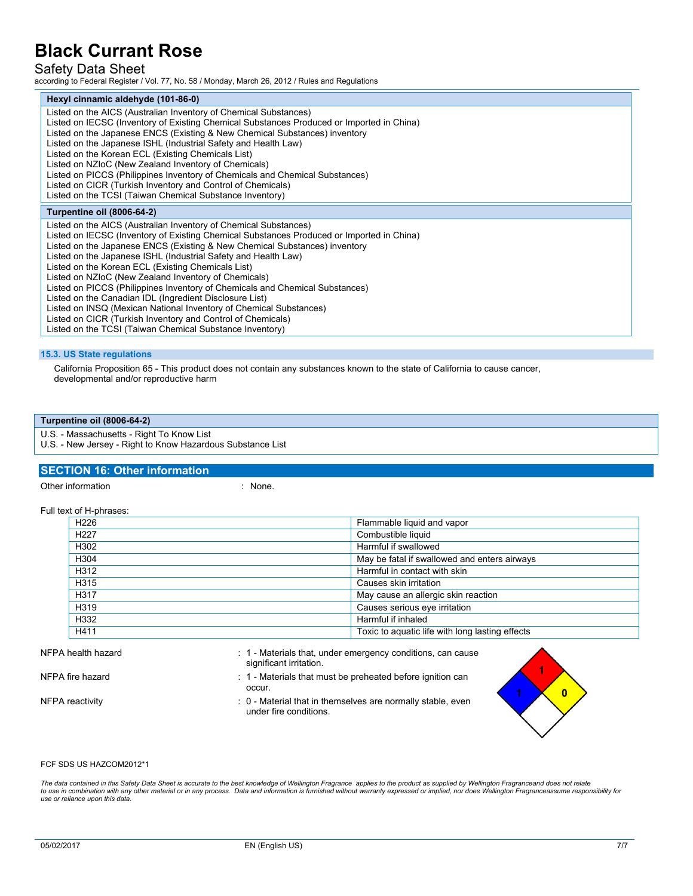| Hexyl cinnamic aldehyde (101-86-0) |
|---|
| Listed on the AICS (Australian Inventory of Chemical Substances)<br>Listed on IECSC (Inventory of Existing Chemical Substances Produced or Imported in China)<br>Listed on the Japanese ENCS (Existing & New Chemical Substances) inventory<br>Listed on the Japanese ISHL (Industrial Safety and Health Law)<br>Listed on the Korean ECL (Existing Chemicals List)<br>Listed on NZIoC (New Zealand Inventory of Chemicals)<br>Listed on PICCS (Philippines Inventory of Chemicals and Chemical Substances)<br>Listed on CICR (Turkish Inventory and Control of Chemicals)<br>Listed on the TCSI (Taiwan Chemical Substance Inventory) |

| Turpentine oil (8006-64-2) |
|---|
| Listed on the AICS (Australian Inventory of Chemical Substances)<br>Listed on IECSC (Inventory of Existing Chemical Substances Produced or Imported in China)<br>Listed on the Japanese ENCS (Existing & New Chemical Substances) inventory<br>Listed on the Japanese ISHL (Industrial Safety and Health Law)<br>Listed on the Korean ECL (Existing Chemicals List)<br>Listed on NZIoC (New Zealand Inventory of Chemicals)<br>Listed on PICCS (Philippines Inventory of Chemicals and Chemical Substances)<br>Listed on the Canadian IDL (Ingredient Disclosure List)<br>Listed on INSQ (Mexican National Inventory of Chemical Substances)<br>Listed on CICR (Turkish Inventory and Control of Chemicals)<br>Listed on the TCSI (Taiwan Chemical Substance Inventory) |

### 15.3. US State regulations

California Proposition 65 - This product does not contain any substances known to the state of California to cause cancer, developmental and/or reproductive harm

| Turpentine oil (8006-64-2) |
|---|
| U.S. - Massachusetts - Right To Know List<br>U.S. - New Jersey - Right to Know Hazardous Substance List |

## SECTION 16: Other information

Other information : None.

Full text of H-phrases:

| | |
|---|---|
| H226 | Flammable liquid and vapor |
| H227 | Combustible liquid |
| H302 | Harmful if swallowed |
| H304 | May be fatal if swallowed and enters airways |
| H312 | Harmful in contact with skin |
| H315 | Causes skin irritation |
| H317 | May cause an allergic skin reaction |
| H319 | Causes serious eye irritation |
| H332 | Harmful if inhaled |
| H411 | Toxic to aquatic life with long lasting effects |

NFPA health hazard : 1 - Materials that, under emergency conditions, can cause significant irritation.

NFPA fire hazard : 1 - Materials that must be preheated before ignition can occur.

NFPA reactivity : 0 - Material that in themselves are normally stable, even under fire conditions.

1
1
0

FCF SDS US HAZCOM2012*1

*The data contained in this Safety Data Sheet is accurate to the best knowledge of Wellington Fragrance applies to the product as supplied by Wellington Fragranceand does not relate to use in combination with any other material or in any process. Data and information is furnished without warranty expressed or implied, nor does Wellington Fragranceassume responsibility for use or reliance upon this data.*